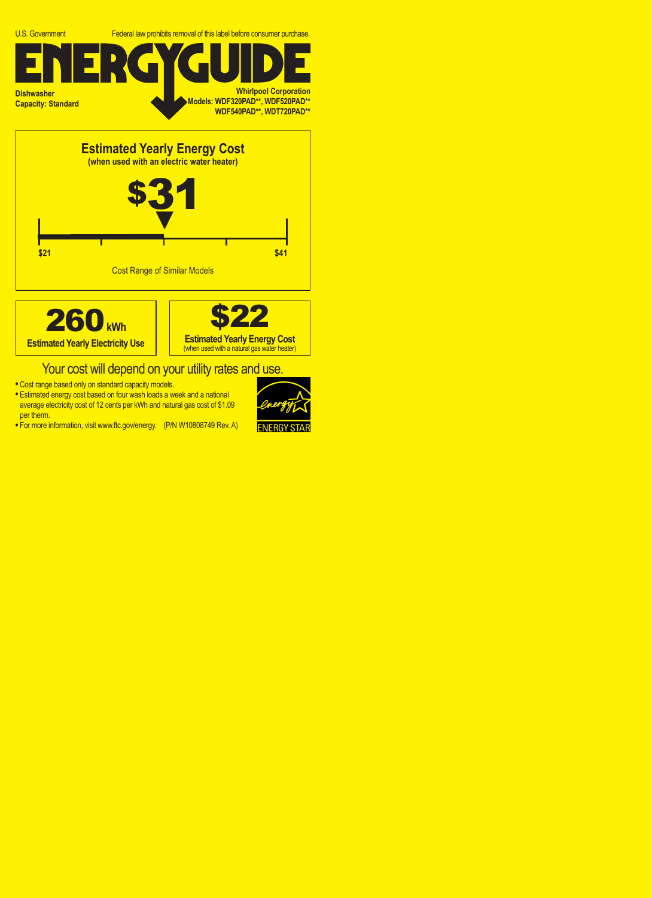U.S. Government

Federal law prohibits removal of this label before consumer purchase.

# ENERGYGUIDE

**Dishwasher**
**Capacity: Standard**

**Whirlpool Corporation**
**Models: WDF320PAD\*\*, WDF520PAD\*\***
**WDF540PAD\*\*, WDT720PAD\*\***

## Estimated Yearly Energy Cost

**(when used with an electric water heater)**

# $31

**$21** — **$41**

Cost Range of Similar Models

**260 kWh**
**Estimated Yearly Electricity Use**

**$22**
**Estimated Yearly Energy Cost**
(when used with a natural gas water heater)

## Your cost will depend on your utility rates and use.

- Cost range based only on standard capacity models.
- Estimated energy cost based on four wash loads a week and a national average electricity cost of 12 cents per kWh and natural gas cost of $1.09 per therm.
- For more information, visit www.ftc.gov/energy. (P/N W10808749 Rev. A)

ENERGY STAR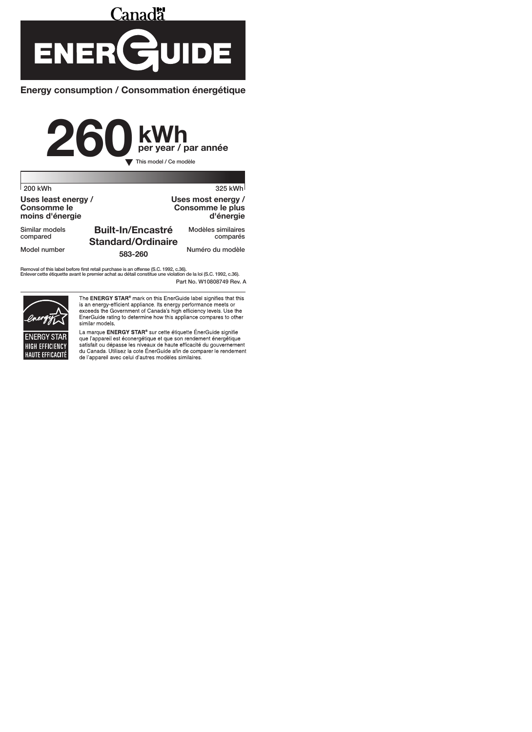Canada

# ENERGUIDE

**Energy consumption / Consommation énergétique**

# 260 kWh

**per year / par année**

This model / Ce modèle

200 kWh

325 kWh

**Uses least energy / Consomme le moins d'énergie**

**Uses most energy / Consomme le plus d'énergie**

Similar models compared

**Built-In/Encastré Standard/Ordinaire**

Modèles similaires comparés

Model number

**583-260**

Numéro du modèle

Removal of this label before first retail purchase is an offense (S.C. 1992, c.36).
Enlever cette étiquette avant le premier achat au détail constitue une violation de la loi (S.C. 1992, c.36).

Part No. W10808749 Rev. A

ENERGY STAR HIGH EFFICIENCY HAUTE EFFICACITÉ

The **ENERGY STAR®** mark on this EnerGuide label signifies that this is an energy-efficient appliance. Its energy performance meets or exceeds the Government of Canada's high efficiency levels. Use the EnerGuide rating to determine how this appliance compares to other similar models.

La marque **ENERGY STAR®** sur cette étiquette ÉnerGuide signifie que l'appareil est éconergétique et que son rendement énergétique satisfait ou dépasse les niveaux de haute efficacité du gouvernement du Canada. Utilisez la cote ÉnerGuide afin de comparer le rendement de l'appareil avec celui d'autres modèles similaires.